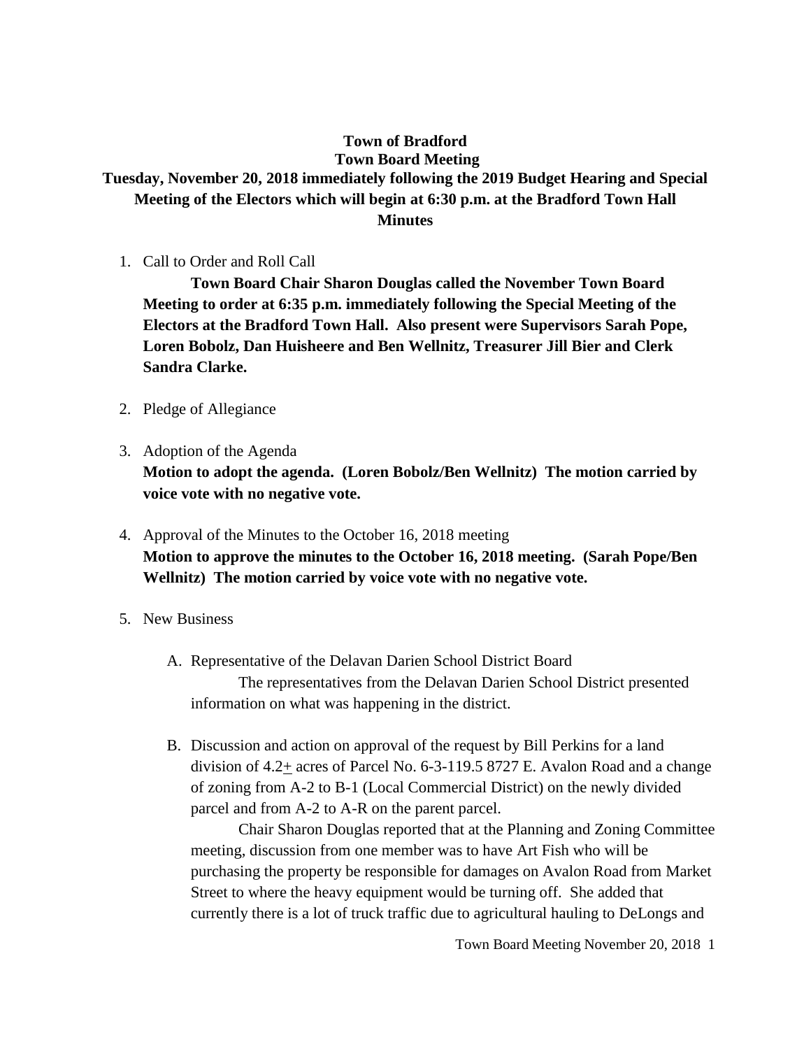# Town of Bradford

## Town Board Meeting

## Tuesday, November 20, 2018 immediately following the 2019 Budget Hearing and Special Meeting of the Electors which will begin at 6:30 p.m. at the Bradford Town Hall

## Minutes

1. Call to Order and Roll Call

   **Town Board Chair Sharon Douglas called the November Town Board Meeting to order at 6:35 p.m. immediately following the Special Meeting of the Electors at the Bradford Town Hall. Also present were Supervisors Sarah Pope, Loren Bobolz, Dan Huisheere and Ben Wellnitz, Treasurer Jill Bier and Clerk Sandra Clarke.**

2. Pledge of Allegiance

3. Adoption of the Agenda

   **Motion to adopt the agenda. (Loren Bobolz/Ben Wellnitz) The motion carried by voice vote with no negative vote.**

4. Approval of the Minutes to the October 16, 2018 meeting

   **Motion to approve the minutes to the October 16, 2018 meeting. (Sarah Pope/Ben Wellnitz) The motion carried by voice vote with no negative vote.**

5. New Business

   A. Representative of the Delavan Darien School District Board

      The representatives from the Delavan Darien School District presented information on what was happening in the district.

   B. Discussion and action on approval of the request by Bill Perkins for a land division of 4.2± acres of Parcel No. 6-3-119.5 8727 E. Avalon Road and a change of zoning from A-2 to B-1 (Local Commercial District) on the newly divided parcel and from A-2 to A-R on the parent parcel.

      Chair Sharon Douglas reported that at the Planning and Zoning Committee meeting, discussion from one member was to have Art Fish who will be purchasing the property be responsible for damages on Avalon Road from Market Street to where the heavy equipment would be turning off. She added that currently there is a lot of truck traffic due to agricultural hauling to DeLongs and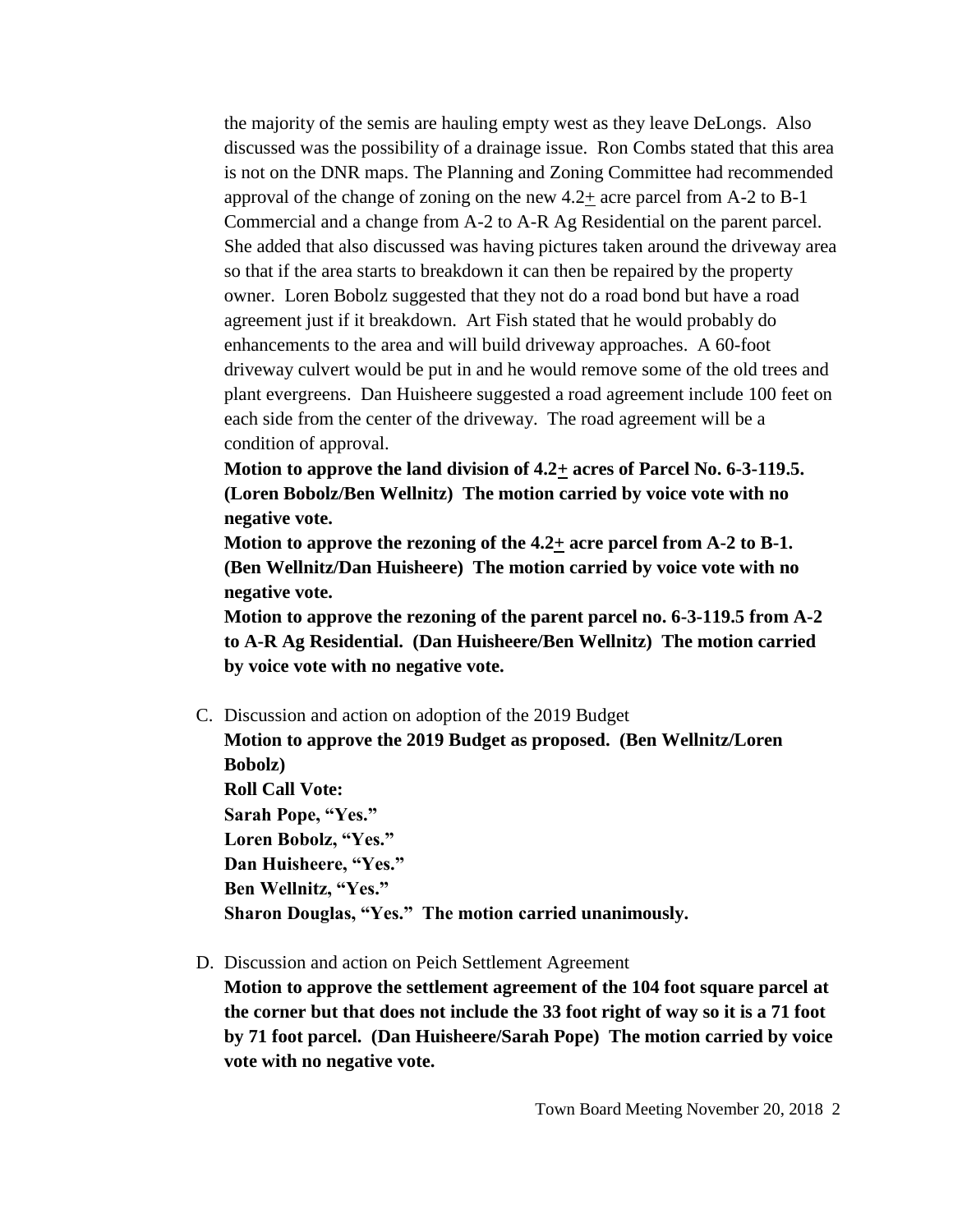the majority of the semis are hauling empty west as they leave DeLongs. Also discussed was the possibility of a drainage issue. Ron Combs stated that this area is not on the DNR maps. The Planning and Zoning Committee had recommended approval of the change of zoning on the new 4.2+ acre parcel from A-2 to B-1 Commercial and a change from A-2 to A-R Ag Residential on the parent parcel. She added that also discussed was having pictures taken around the driveway area so that if the area starts to breakdown it can then be repaired by the property owner. Loren Bobolz suggested that they not do a road bond but have a road agreement just if it breakdown. Art Fish stated that he would probably do enhancements to the area and will build driveway approaches. A 60-foot driveway culvert would be put in and he would remove some of the old trees and plant evergreens. Dan Huisheere suggested a road agreement include 100 feet on each side from the center of the driveway. The road agreement will be a condition of approval.

**Motion to approve the land division of 4.2+ acres of Parcel No. 6-3-119.5. (Loren Bobolz/Ben Wellnitz) The motion carried by voice vote with no negative vote.**

**Motion to approve the rezoning of the 4.2+ acre parcel from A-2 to B-1. (Ben Wellnitz/Dan Huisheere) The motion carried by voice vote with no negative vote.**

**Motion to approve the rezoning of the parent parcel no. 6-3-119.5 from A-2 to A-R Ag Residential. (Dan Huisheere/Ben Wellnitz) The motion carried by voice vote with no negative vote.**

C. Discussion and action on adoption of the 2019 Budget

**Motion to approve the 2019 Budget as proposed. (Ben Wellnitz/Loren Bobolz)**
**Roll Call Vote:**
**Sarah Pope, "Yes."**
**Loren Bobolz, "Yes."**
**Dan Huisheere, "Yes."**
**Ben Wellnitz, "Yes."**
**Sharon Douglas, "Yes." The motion carried unanimously.**

D. Discussion and action on Peich Settlement Agreement

**Motion to approve the settlement agreement of the 104 foot square parcel at the corner but that does not include the 33 foot right of way so it is a 71 foot by 71 foot parcel. (Dan Huisheere/Sarah Pope) The motion carried by voice vote with no negative vote.**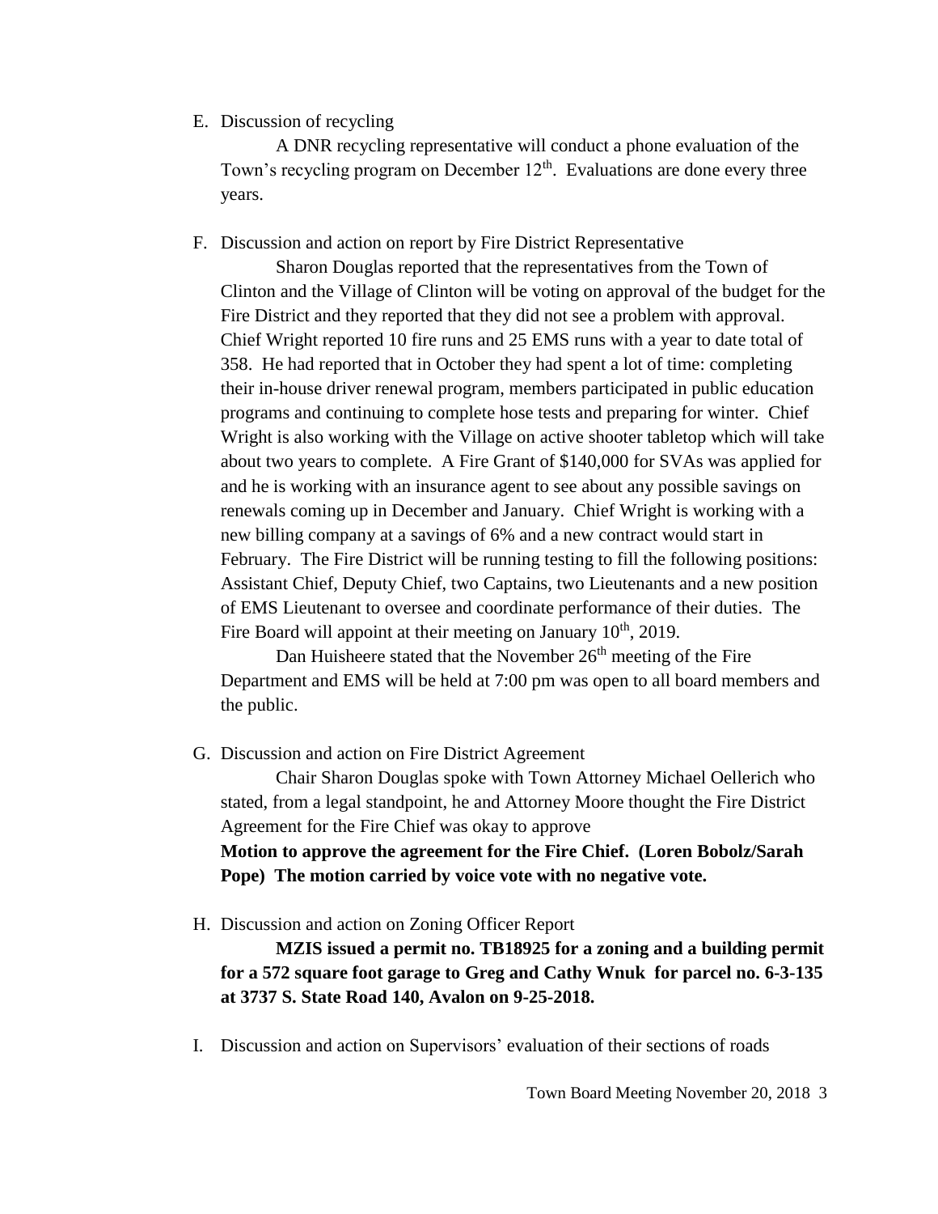E. Discussion of recycling

A DNR recycling representative will conduct a phone evaluation of the Town's recycling program on December 12th. Evaluations are done every three years.

F. Discussion and action on report by Fire District Representative

Sharon Douglas reported that the representatives from the Town of Clinton and the Village of Clinton will be voting on approval of the budget for the Fire District and they reported that they did not see a problem with approval. Chief Wright reported 10 fire runs and 25 EMS runs with a year to date total of 358. He had reported that in October they had spent a lot of time: completing their in-house driver renewal program, members participated in public education programs and continuing to complete hose tests and preparing for winter. Chief Wright is also working with the Village on active shooter tabletop which will take about two years to complete. A Fire Grant of $140,000 for SVAs was applied for and he is working with an insurance agent to see about any possible savings on renewals coming up in December and January. Chief Wright is working with a new billing company at a savings of 6% and a new contract would start in February. The Fire District will be running testing to fill the following positions: Assistant Chief, Deputy Chief, two Captains, two Lieutenants and a new position of EMS Lieutenant to oversee and coordinate performance of their duties. The Fire Board will appoint at their meeting on January 10th, 2019.

Dan Huisheere stated that the November 26th meeting of the Fire Department and EMS will be held at 7:00 pm was open to all board members and the public.

G. Discussion and action on Fire District Agreement

Chair Sharon Douglas spoke with Town Attorney Michael Oellerich who stated, from a legal standpoint, he and Attorney Moore thought the Fire District Agreement for the Fire Chief was okay to approve

**Motion to approve the agreement for the Fire Chief. (Loren Bobolz/Sarah Pope) The motion carried by voice vote with no negative vote.**

H. Discussion and action on Zoning Officer Report

**MZIS issued a permit no. TB18925 for a zoning and a building permit for a 572 square foot garage to Greg and Cathy Wnuk for parcel no. 6-3-135 at 3737 S. State Road 140, Avalon on 9-25-2018.**

I. Discussion and action on Supervisors' evaluation of their sections of roads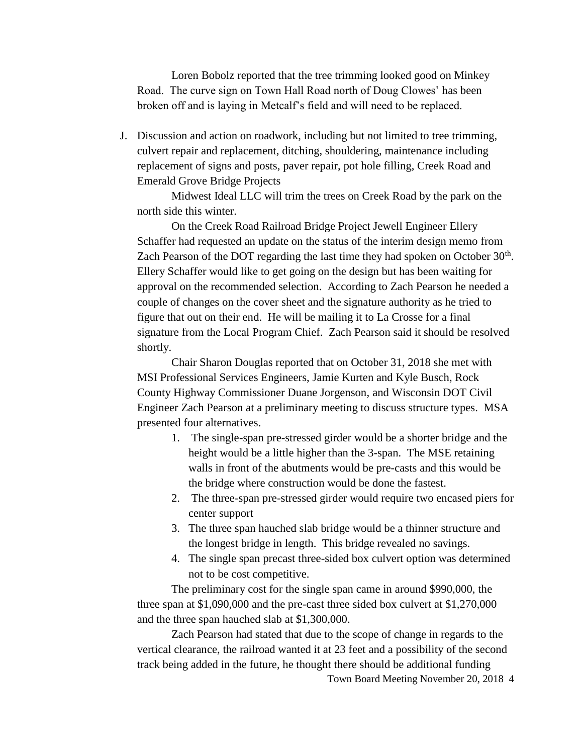Loren Bobolz reported that the tree trimming looked good on Minkey Road. The curve sign on Town Hall Road north of Doug Clowes' has been broken off and is laying in Metcalf's field and will need to be replaced.

J. Discussion and action on roadwork, including but not limited to tree trimming, culvert repair and replacement, ditching, shouldering, maintenance including replacement of signs and posts, paver repair, pot hole filling, Creek Road and Emerald Grove Bridge Projects

Midwest Ideal LLC will trim the trees on Creek Road by the park on the north side this winter.

On the Creek Road Railroad Bridge Project Jewell Engineer Ellery Schaffer had requested an update on the status of the interim design memo from Zach Pearson of the DOT regarding the last time they had spoken on October 30th. Ellery Schaffer would like to get going on the design but has been waiting for approval on the recommended selection. According to Zach Pearson he needed a couple of changes on the cover sheet and the signature authority as he tried to figure that out on their end. He will be mailing it to La Crosse for a final signature from the Local Program Chief. Zach Pearson said it should be resolved shortly.

Chair Sharon Douglas reported that on October 31, 2018 she met with MSI Professional Services Engineers, Jamie Kurten and Kyle Busch, Rock County Highway Commissioner Duane Jorgenson, and Wisconsin DOT Civil Engineer Zach Pearson at a preliminary meeting to discuss structure types. MSA presented four alternatives.

1. The single-span pre-stressed girder would be a shorter bridge and the height would be a little higher than the 3-span. The MSE retaining walls in front of the abutments would be pre-casts and this would be the bridge where construction would be done the fastest.
2. The three-span pre-stressed girder would require two encased piers for center support
3. The three span hauched slab bridge would be a thinner structure and the longest bridge in length. This bridge revealed no savings.
4. The single span precast three-sided box culvert option was determined not to be cost competitive.

The preliminary cost for the single span came in around $990,000, the three span at $1,090,000 and the pre-cast three sided box culvert at $1,270,000 and the three span hauched slab at $1,300,000.

Zach Pearson had stated that due to the scope of change in regards to the vertical clearance, the railroad wanted it at 23 feet and a possibility of the second track being added in the future, he thought there should be additional funding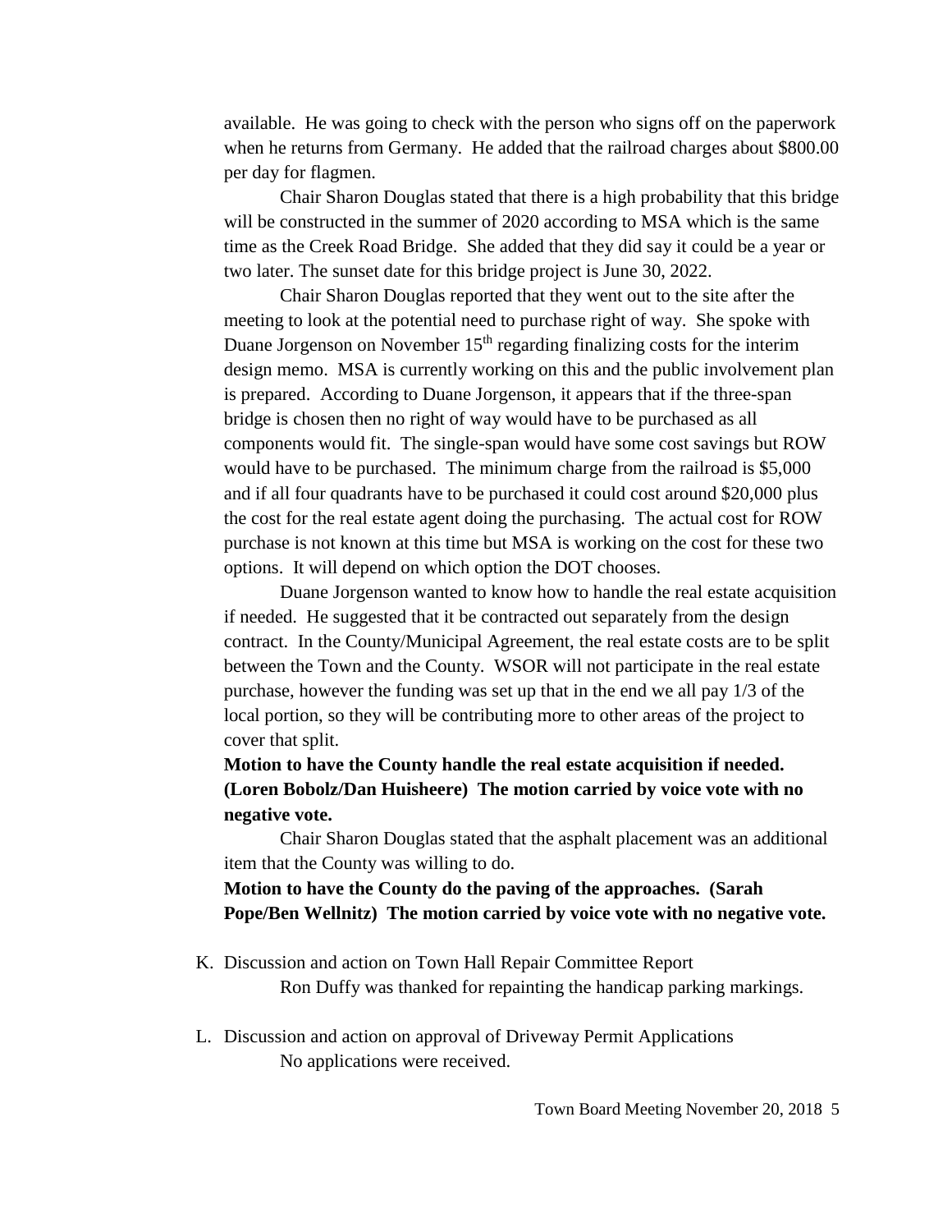available. He was going to check with the person who signs off on the paperwork when he returns from Germany. He added that the railroad charges about $800.00 per day for flagmen.

Chair Sharon Douglas stated that there is a high probability that this bridge will be constructed in the summer of 2020 according to MSA which is the same time as the Creek Road Bridge. She added that they did say it could be a year or two later. The sunset date for this bridge project is June 30, 2022.

Chair Sharon Douglas reported that they went out to the site after the meeting to look at the potential need to purchase right of way. She spoke with Duane Jorgenson on November 15th regarding finalizing costs for the interim design memo. MSA is currently working on this and the public involvement plan is prepared. According to Duane Jorgenson, it appears that if the three-span bridge is chosen then no right of way would have to be purchased as all components would fit. The single-span would have some cost savings but ROW would have to be purchased. The minimum charge from the railroad is $5,000 and if all four quadrants have to be purchased it could cost around $20,000 plus the cost for the real estate agent doing the purchasing. The actual cost for ROW purchase is not known at this time but MSA is working on the cost for these two options. It will depend on which option the DOT chooses.

Duane Jorgenson wanted to know how to handle the real estate acquisition if needed. He suggested that it be contracted out separately from the design contract. In the County/Municipal Agreement, the real estate costs are to be split between the Town and the County. WSOR will not participate in the real estate purchase, however the funding was set up that in the end we all pay 1/3 of the local portion, so they will be contributing more to other areas of the project to cover that split.

**Motion to have the County handle the real estate acquisition if needed. (Loren Bobolz/Dan Huisheere) The motion carried by voice vote with no negative vote.**

Chair Sharon Douglas stated that the asphalt placement was an additional item that the County was willing to do.

**Motion to have the County do the paving of the approaches. (Sarah Pope/Ben Wellnitz) The motion carried by voice vote with no negative vote.**

K. Discussion and action on Town Hall Repair Committee Report

Ron Duffy was thanked for repainting the handicap parking markings.

L. Discussion and action on approval of Driveway Permit Applications

No applications were received.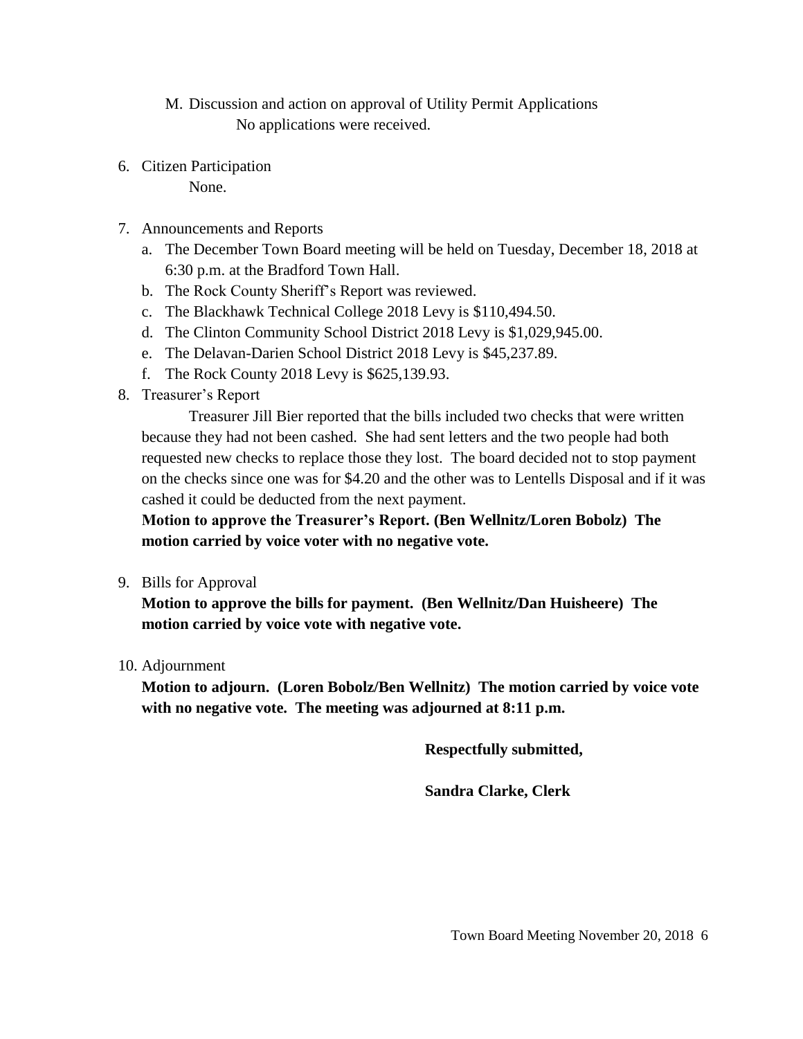M. Discussion and action on approval of Utility Permit Applications

   No applications were received.

6. Citizen Participation

   None.

7. Announcements and Reports
   a. The December Town Board meeting will be held on Tuesday, December 18, 2018 at 6:30 p.m. at the Bradford Town Hall.
   b. The Rock County Sheriff's Report was reviewed.
   c. The Blackhawk Technical College 2018 Levy is $110,494.50.
   d. The Clinton Community School District 2018 Levy is $1,029,945.00.
   e. The Delavan-Darien School District 2018 Levy is $45,237.89.
   f. The Rock County 2018 Levy is $625,139.93.

8. Treasurer's Report

   Treasurer Jill Bier reported that the bills included two checks that were written because they had not been cashed. She had sent letters and the two people had both requested new checks to replace those they lost. The board decided not to stop payment on the checks since one was for $4.20 and the other was to Lentells Disposal and if it was cashed it could be deducted from the next payment.

   **Motion to approve the Treasurer's Report. (Ben Wellnitz/Loren Bobolz) The motion carried by voice voter with no negative vote.**

9. Bills for Approval

   **Motion to approve the bills for payment. (Ben Wellnitz/Dan Huisheere) The motion carried by voice vote with negative vote.**

10. Adjournment

   **Motion to adjourn. (Loren Bobolz/Ben Wellnitz) The motion carried by voice vote with no negative vote. The meeting was adjourned at 8:11 p.m.**

**Respectfully submitted,**

**Sandra Clarke, Clerk**